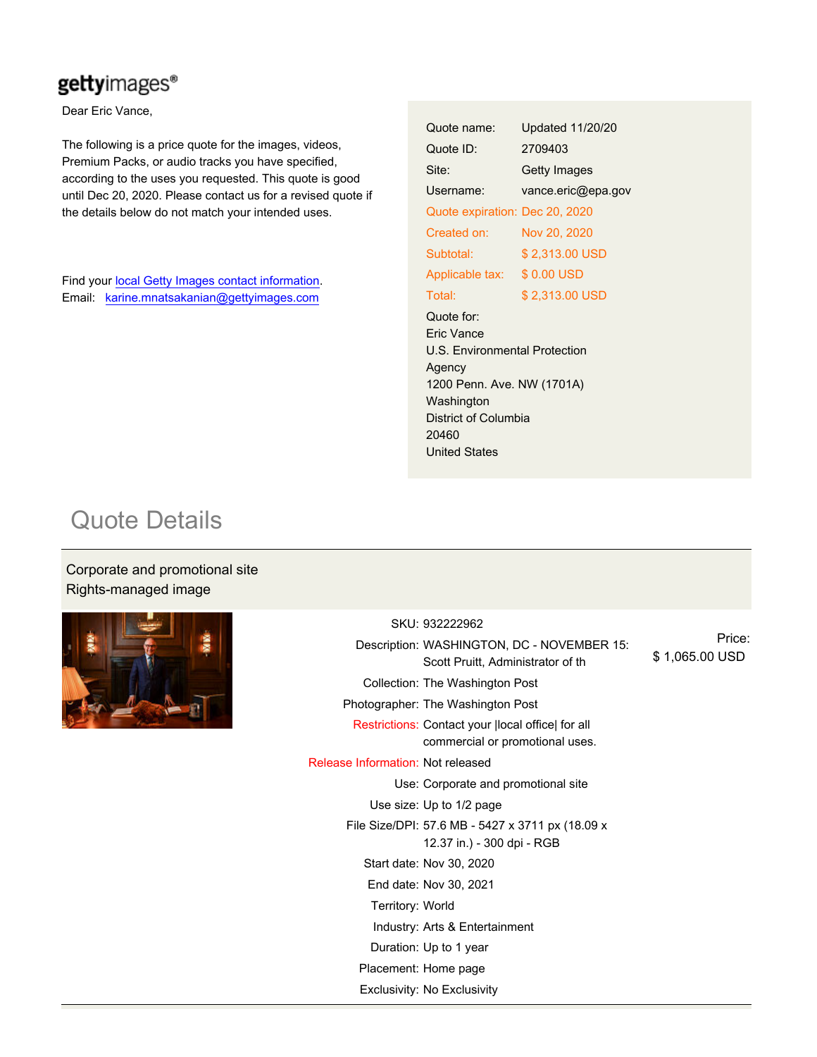**gettyimages®**

Dear Eric Vance,

The following is a price quote for the images, videos, Premium Packs, or audio tracks you have specified, according to the uses you requested. This quote is good until Dec 20, 2020. Please contact us for a revised quote if the details below do not match your intended uses.

Find your local Getty Images contact information.
Email: karine.mnatsakanian@gettyimages.com

| | |
|---|---|
| Quote name: | Updated 11/20/20 |
| Quote ID: | 2709403 |
| Site: | Getty Images |
| Username: | vance.eric@epa.gov |
| Quote expiration: | Dec 20, 2020 |
| Created on: | Nov 20, 2020 |
| Subtotal: | $ 2,313.00 USD |
| Applicable tax: | $ 0.00 USD |
| Total: | $ 2,313.00 USD |

Quote for:
Eric Vance
U.S. Environmental Protection Agency
1200 Penn. Ave. NW (1701A)
Washington
District of Columbia
20460
United States

# Quote Details

**Corporate and promotional site**
**Rights-managed image**

| | |
|---|---|
| SKU: | 932222962 |
| Description: | WASHINGTON, DC - NOVEMBER 15: Scott Pruitt, Administrator of th |
| Collection: | The Washington Post |
| Photographer: | The Washington Post |
| Restrictions: | Contact your \|local office\| for all commercial or promotional uses. |
| Release Information: | Not released |
| Use: | Corporate and promotional site |
| Use size: | Up to 1/2 page |
| File Size/DPI: | 57.6 MB - 5427 x 3711 px (18.09 x 12.37 in.) - 300 dpi - RGB |
| Start date: | Nov 30, 2020 |
| End date: | Nov 30, 2021 |
| Territory: | World |
| Industry: | Arts & Entertainment |
| Duration: | Up to 1 year |
| Placement: | Home page |
| Exclusivity: | No Exclusivity |

Price:
$ 1,065.00 USD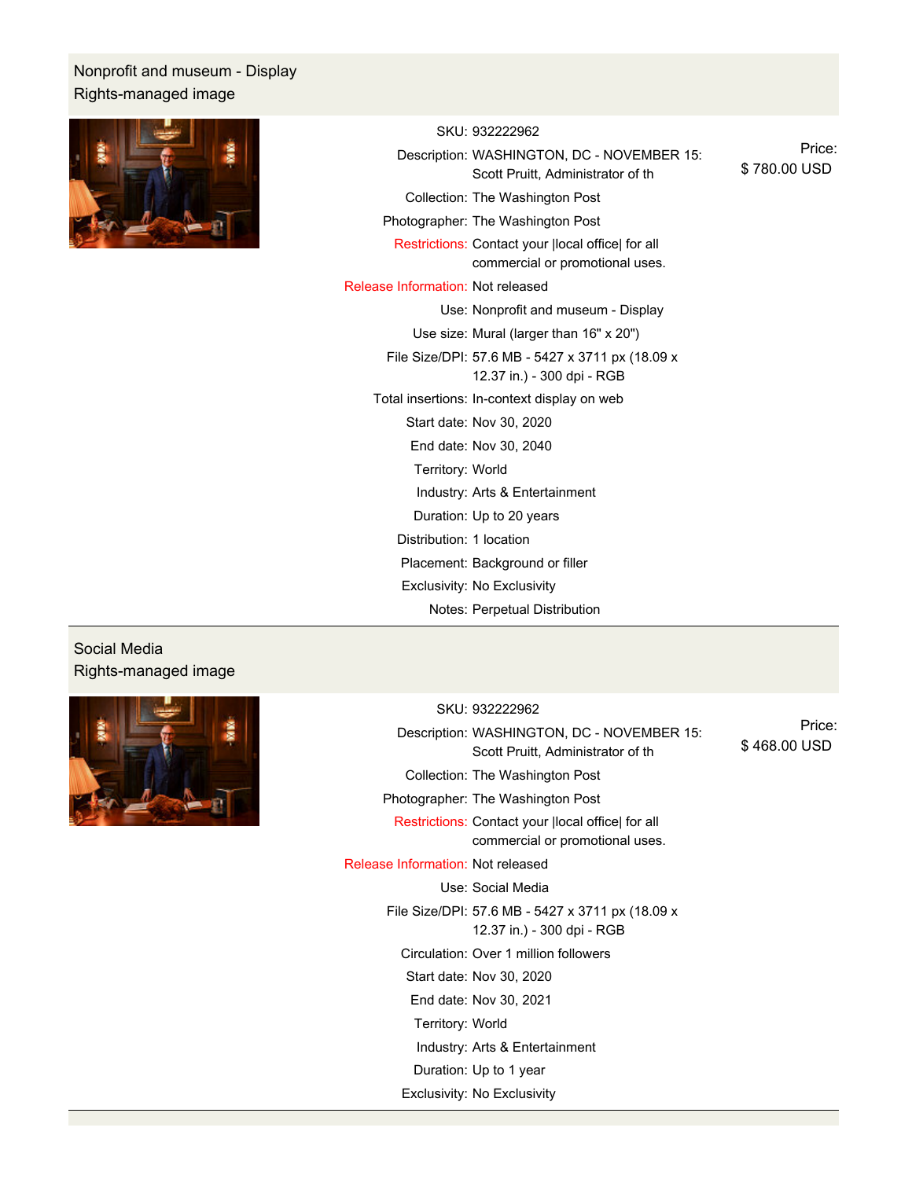## Nonprofit and museum - Display
Rights-managed image

| | |
|---|---|
| SKU: | 932222962 |
| Description: | WASHINGTON, DC - NOVEMBER 15: Scott Pruitt, Administrator of th |
| Collection: | The Washington Post |
| Photographer: | The Washington Post |
| Restrictions: | Contact your \|local office\| for all commercial or promotional uses. |
| Release Information: | Not released |
| Use: | Nonprofit and museum - Display |
| Use size: | Mural (larger than 16" x 20") |
| File Size/DPI: | 57.6 MB - 5427 x 3711 px (18.09 x 12.37 in.) - 300 dpi - RGB |
| Total insertions: | In-context display on web |
| Start date: | Nov 30, 2020 |
| End date: | Nov 30, 2040 |
| Territory: | World |
| Industry: | Arts & Entertainment |
| Duration: | Up to 20 years |
| Distribution: | 1 location |
| Placement: | Background or filler |
| Exclusivity: | No Exclusivity |
| Notes: | Perpetual Distribution |

Price:
$ 780.00 USD

## Social Media
Rights-managed image

| | |
|---|---|
| SKU: | 932222962 |
| Description: | WASHINGTON, DC - NOVEMBER 15: Scott Pruitt, Administrator of th |
| Collection: | The Washington Post |
| Photographer: | The Washington Post |
| Restrictions: | Contact your \|local office\| for all commercial or promotional uses. |
| Release Information: | Not released |
| Use: | Social Media |
| File Size/DPI: | 57.6 MB - 5427 x 3711 px (18.09 x 12.37 in.) - 300 dpi - RGB |
| Circulation: | Over 1 million followers |
| Start date: | Nov 30, 2020 |
| End date: | Nov 30, 2021 |
| Territory: | World |
| Industry: | Arts & Entertainment |
| Duration: | Up to 1 year |
| Exclusivity: | No Exclusivity |

Price:
$ 468.00 USD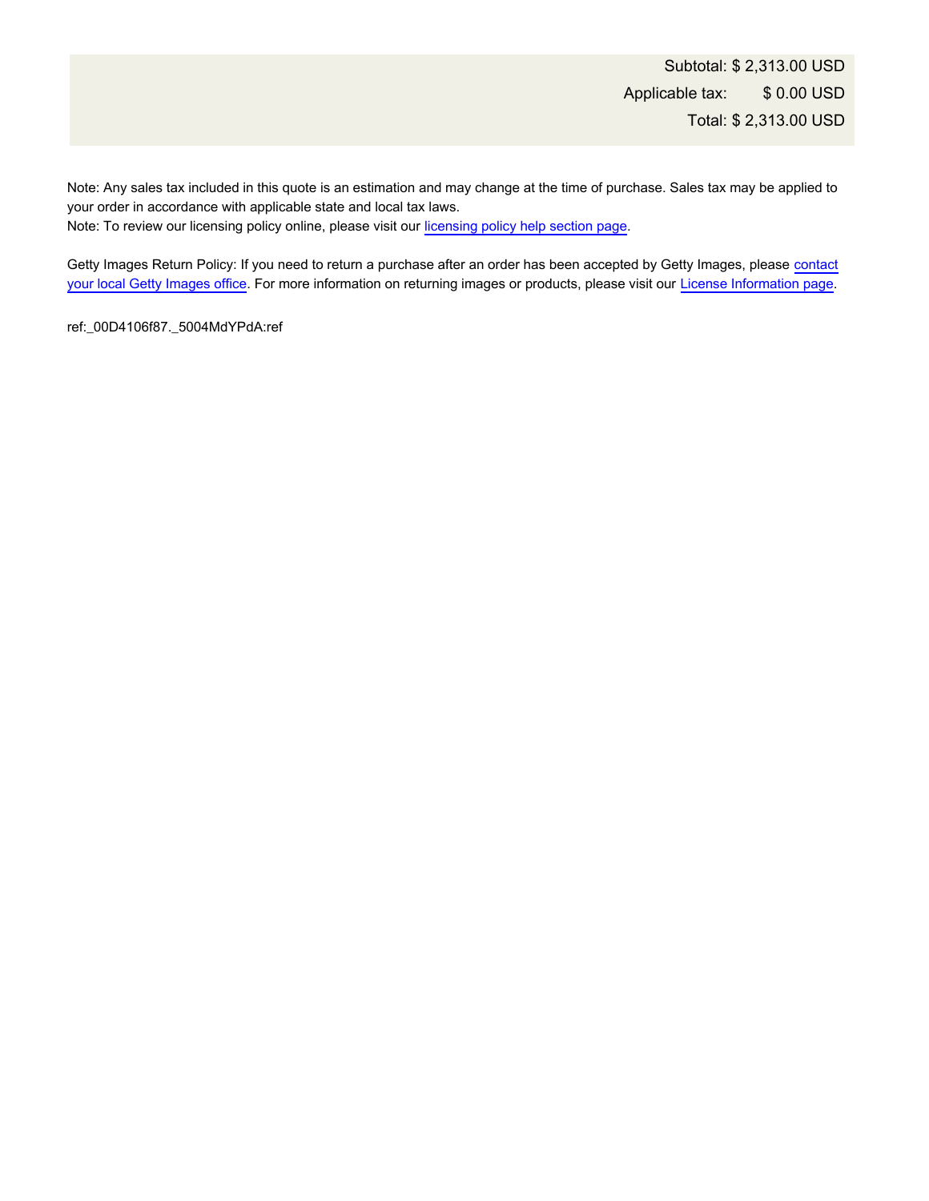| | |
|---|---|
| Subtotal: | $ 2,313.00 USD |
| Applicable tax: | $ 0.00 USD |
| Total: | $ 2,313.00 USD |

Note: Any sales tax included in this quote is an estimation and may change at the time of purchase. Sales tax may be applied to your order in accordance with applicable state and local tax laws.
Note: To review our licensing policy online, please visit our licensing policy help section page.

Getty Images Return Policy: If you need to return a purchase after an order has been accepted by Getty Images, please contact your local Getty Images office. For more information on returning images or products, please visit our License Information page.

ref:_00D4106f87._5004MdYPdA:ref